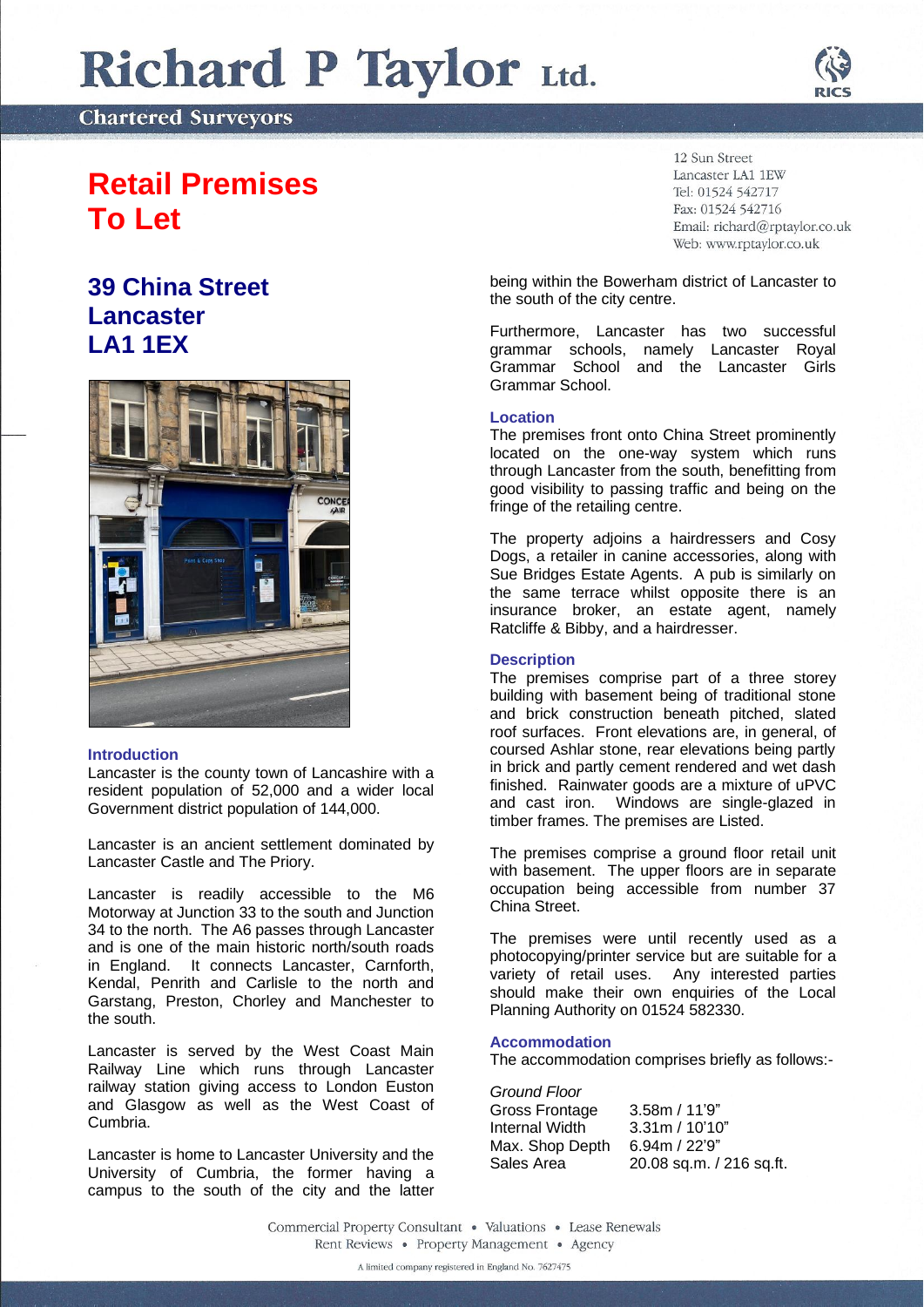# Richard P Taylor Ltd.

Chartered Surveyors

12 Sun Street
Lancaster LA1 1EW
Tel: 01524 542717
Fax: 01524 542716
Email: richard@rptaylor.co.uk
Web: www.rptaylor.co.uk

## Retail Premises To Let

### 39 China Street Lancaster LA1 1EX

### Introduction

Lancaster is the county town of Lancashire with a resident population of 52,000 and a wider local Government district population of 144,000.

Lancaster is an ancient settlement dominated by Lancaster Castle and The Priory.

Lancaster is readily accessible to the M6 Motorway at Junction 33 to the south and Junction 34 to the north. The A6 passes through Lancaster and is one of the main historic north/south roads in England. It connects Lancaster, Carnforth, Kendal, Penrith and Carlisle to the north and Garstang, Preston, Chorley and Manchester to the south.

Lancaster is served by the West Coast Main Railway Line which runs through Lancaster railway station giving access to London Euston and Glasgow as well as the West Coast of Cumbria.

Lancaster is home to Lancaster University and the University of Cumbria, the former having a campus to the south of the city and the latter being within the Bowerham district of Lancaster to the south of the city centre.

Furthermore, Lancaster has two successful grammar schools, namely Lancaster Royal Grammar School and the Lancaster Girls Grammar School.

### Location

The premises front onto China Street prominently located on the one-way system which runs through Lancaster from the south, benefitting from good visibility to passing traffic and being on the fringe of the retailing centre.

The property adjoins a hairdressers and Cosy Dogs, a retailer in canine accessories, along with Sue Bridges Estate Agents. A pub is similarly on the same terrace whilst opposite there is an insurance broker, an estate agent, namely Ratcliffe & Bibby, and a hairdresser.

### Description

The premises comprise part of a three storey building with basement being of traditional stone and brick construction beneath pitched, slated roof surfaces. Front elevations are, in general, of coursed Ashlar stone, rear elevations being partly in brick and partly cement rendered and wet dash finished. Rainwater goods are a mixture of uPVC and cast iron. Windows are single-glazed in timber frames. The premises are Listed.

The premises comprise a ground floor retail unit with basement. The upper floors are in separate occupation being accessible from number 37 China Street.

The premises were until recently used as a photocopying/printer service but are suitable for a variety of retail uses. Any interested parties should make their own enquiries of the Local Planning Authority on 01524 582330.

### Accommodation

The accommodation comprises briefly as follows:-

*Ground Floor*

| | |
|---|---|
| Gross Frontage | 3.58m / 11'9" |
| Internal Width | 3.31m / 10'10" |
| Max. Shop Depth | 6.94m / 22'9" |
| Sales Area | 20.08 sq.m. / 216 sq.ft. |

Commercial Property Consultant • Valuations • Lease Renewals
Rent Reviews • Property Management • Agency

A limited company registered in England No. 7627475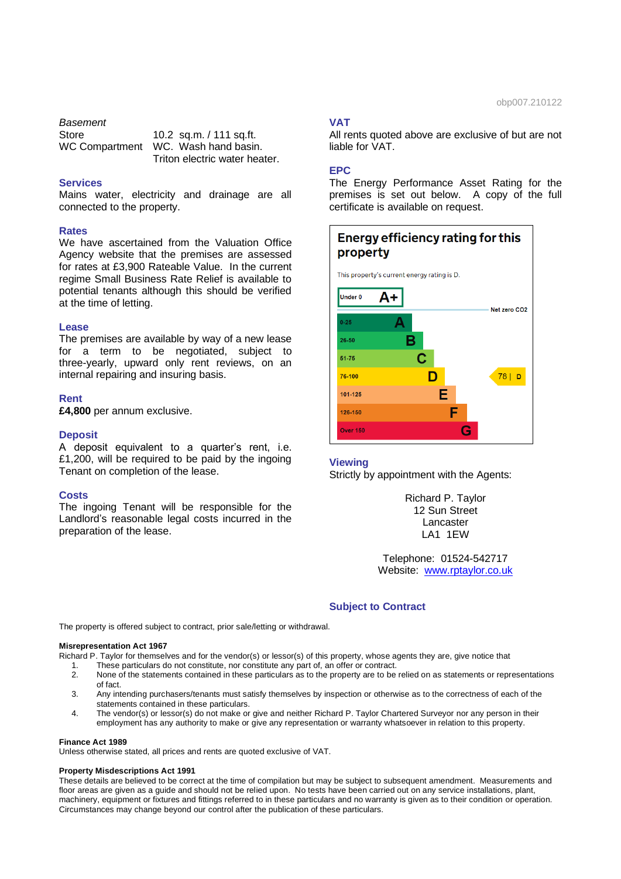obp007.210122

*Basement*

| | |
|---|---|
| Store | 10.2 sq.m. / 111 sq.ft. |
| WC Compartment | WC. Wash hand basin. Triton electric water heater. |

## Services

Mains water, electricity and drainage are all connected to the property.

## Rates

We have ascertained from the Valuation Office Agency website that the premises are assessed for rates at £3,900 Rateable Value. In the current regime Small Business Rate Relief is available to potential tenants although this should be verified at the time of letting.

## Lease

The premises are available by way of a new lease for a term to be negotiated, subject to three-yearly, upward only rent reviews, on an internal repairing and insuring basis.

## Rent

**£4,800** per annum exclusive.

## Deposit

A deposit equivalent to a quarter's rent, i.e. £1,200, will be required to be paid by the ingoing Tenant on completion of the lease.

## Costs

The ingoing Tenant will be responsible for the Landlord's reasonable legal costs incurred in the preparation of the lease.

## VAT

All rents quoted above are exclusive of but are not liable for VAT.

## EPC

The Energy Performance Asset Rating for the premises is set out below. A copy of the full certificate is available on request.

**Energy efficiency rating for this property**

This property's current energy rating is D.

Under 0 A+

Net zero CO2

0-25 A

26-50 B

51-75 C

76-100 D

101-125 E

126-150 F

Over 150 G

78 | D

## Viewing

Strictly by appointment with the Agents:

Richard P. Taylor
12 Sun Street
Lancaster
LA1 1EW

Telephone: 01524-542717
Website: www.rptaylor.co.uk

## Subject to Contract

The property is offered subject to contract, prior sale/letting or withdrawal.

**Misrepresentation Act 1967**

Richard P. Taylor for themselves and for the vendor(s) or lessor(s) of this property, whose agents they are, give notice that

1. These particulars do not constitute, nor constitute any part of, an offer or contract.
2. None of the statements contained in these particulars as to the property are to be relied on as statements or representations of fact.
3. Any intending purchasers/tenants must satisfy themselves by inspection or otherwise as to the correctness of each of the statements contained in these particulars.
4. The vendor(s) or lessor(s) do not make or give and neither Richard P. Taylor Chartered Surveyor nor any person in their employment has any authority to make or give any representation or warranty whatsoever in relation to this property.

**Finance Act 1989**

Unless otherwise stated, all prices and rents are quoted exclusive of VAT.

**Property Misdescriptions Act 1991**

These details are believed to be correct at the time of compilation but may be subject to subsequent amendment. Measurements and floor areas are given as a guide and should not be relied upon. No tests have been carried out on any service installations, plant, machinery, equipment or fixtures and fittings referred to in these particulars and no warranty is given as to their condition or operation. Circumstances may change beyond our control after the publication of these particulars.